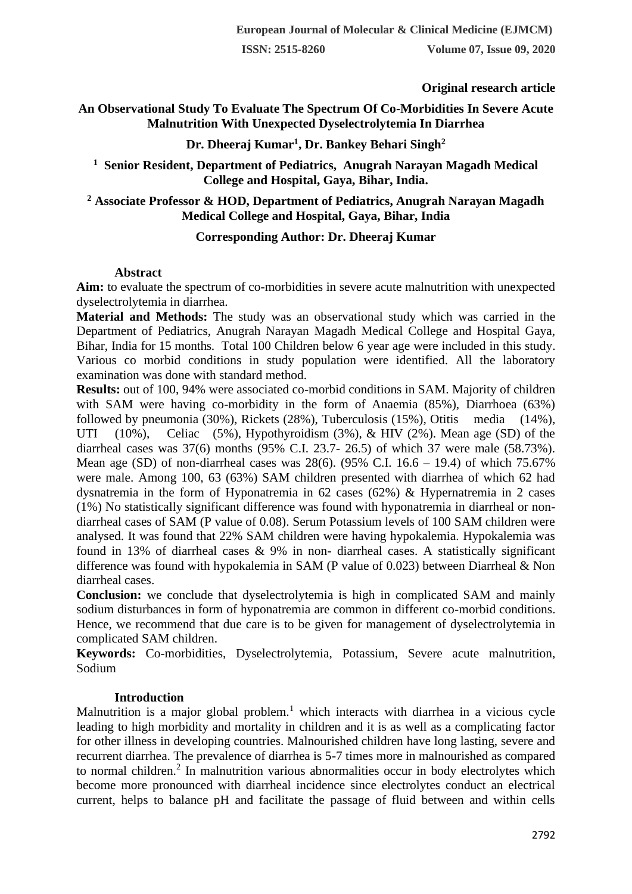**Original research article**

# An Observational Study To Evaluate The Spectrum Of Co-Morbidities In Severe Acute Malnutrition With Unexpected Dyselectrolytemia In Diarrhea

**Dr. Dheeraj Kumar[1], Dr. Bankey Behari Singh[2]**

**[1] Senior Resident, Department of Pediatrics, Anugrah Narayan Magadh Medical College and Hospital, Gaya, Bihar, India.**

**[2] Associate Professor & HOD, Department of Pediatrics, Anugrah Narayan Magadh Medical College and Hospital, Gaya, Bihar, India**

**Corresponding Author: Dr. Dheeraj Kumar**

## Abstract

**Aim:** to evaluate the spectrum of co-morbidities in severe acute malnutrition with unexpected dyselectrolytemia in diarrhea.

**Material and Methods:** The study was an observational study which was carried in the Department of Pediatrics, Anugrah Narayan Magadh Medical College and Hospital Gaya, Bihar, India for 15 months. Total 100 Children below 6 year age were included in this study. Various co morbid conditions in study population were identified. All the laboratory examination was done with standard method.

**Results:** out of 100, 94% were associated co-morbid conditions in SAM. Majority of children with SAM were having co-morbidity in the form of Anaemia (85%), Diarrhoea (63%) followed by pneumonia (30%), Rickets (28%), Tuberculosis (15%), Otitis media (14%), UTI (10%), Celiac (5%), Hypothyroidism (3%), & HIV (2%). Mean age (SD) of the diarrheal cases was 37(6) months (95% C.I. 23.7- 26.5) of which 37 were male (58.73%). Mean age (SD) of non-diarrheal cases was 28(6). (95% C.I. 16.6 – 19.4) of which 75.67% were male. Among 100, 63 (63%) SAM children presented with diarrhea of which 62 had dysnatremia in the form of Hyponatremia in 62 cases (62%) & Hypernatremia in 2 cases (1%) No statistically significant difference was found with hyponatremia in diarrheal or non-diarrheal cases of SAM (P value of 0.08). Serum Potassium levels of 100 SAM children were analysed. It was found that 22% SAM children were having hypokalemia. Hypokalemia was found in 13% of diarrheal cases & 9% in non- diarrheal cases. A statistically significant difference was found with hypokalemia in SAM (P value of 0.023) between Diarrheal & Non diarrheal cases.

**Conclusion:** we conclude that dyselectrolytemia is high in complicated SAM and mainly sodium disturbances in form of hyponatremia are common in different co-morbid conditions. Hence, we recommend that due care is to be given for management of dyselectrolytemia in complicated SAM children.

**Keywords:** Co-morbidities, Dyselectrolytemia, Potassium, Severe acute malnutrition, Sodium

## Introduction

Malnutrition is a major global problem.[1] which interacts with diarrhea in a vicious cycle leading to high morbidity and mortality in children and it is as well as a complicating factor for other illness in developing countries. Malnourished children have long lasting, severe and recurrent diarrhea. The prevalence of diarrhea is 5-7 times more in malnourished as compared to normal children.[2] In malnutrition various abnormalities occur in body electrolytes which become more pronounced with diarrheal incidence since electrolytes conduct an electrical current, helps to balance pH and facilitate the passage of fluid between and within cells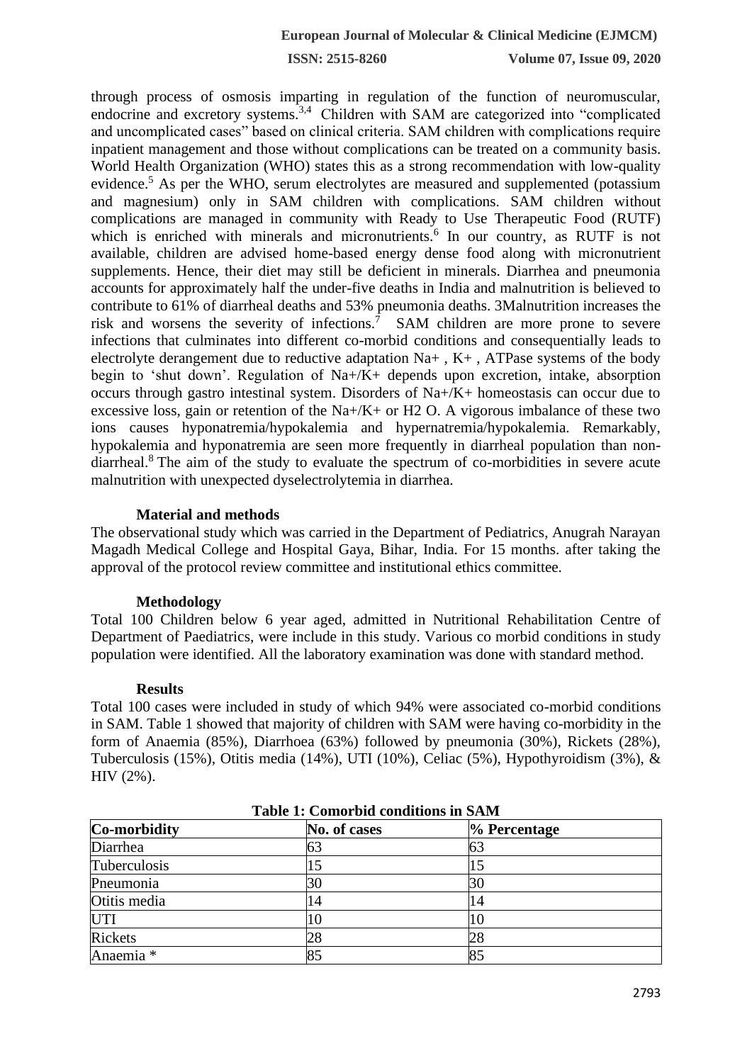through process of osmosis imparting in regulation of the function of neuromuscular, endocrine and excretory systems.[3,4] Children with SAM are categorized into "complicated and uncomplicated cases" based on clinical criteria. SAM children with complications require inpatient management and those without complications can be treated on a community basis. World Health Organization (WHO) states this as a strong recommendation with low-quality evidence.[5] As per the WHO, serum electrolytes are measured and supplemented (potassium and magnesium) only in SAM children with complications. SAM children without complications are managed in community with Ready to Use Therapeutic Food (RUTF) which is enriched with minerals and micronutrients.[6] In our country, as RUTF is not available, children are advised home-based energy dense food along with micronutrient supplements. Hence, their diet may still be deficient in minerals. Diarrhea and pneumonia accounts for approximately half the under-five deaths in India and malnutrition is believed to contribute to 61% of diarrheal deaths and 53% pneumonia deaths. 3Malnutrition increases the risk and worsens the severity of infections.[7] SAM children are more prone to severe infections that culminates into different co-morbid conditions and consequentially leads to electrolyte derangement due to reductive adaptation $Na^+$ , $K^+$ , ATPase systems of the body begin to 'shut down'. Regulation of $Na^+/K^+$ depends upon excretion, intake, absorption occurs through gastro intestinal system. Disorders of $Na^+/K^+$ homeostasis can occur due to excessive loss, gain or retention of the $Na^+/K^+$ or $H_2O$. A vigorous imbalance of these two ions causes hyponatremia/hypokalemia and hypernatremia/hypokalemia. Remarkably, hypokalemia and hyponatremia are seen more frequently in diarrheal population than non-diarrheal.[8] The aim of the study to evaluate the spectrum of co-morbidities in severe acute malnutrition with unexpected dyselectrolytemia in diarrhea.

### Material and methods

The observational study which was carried in the Department of Pediatrics, Anugrah Narayan Magadh Medical College and Hospital Gaya, Bihar, India. For 15 months. after taking the approval of the protocol review committee and institutional ethics committee.

### Methodology

Total 100 Children below 6 year aged, admitted in Nutritional Rehabilitation Centre of Department of Paediatrics, were include in this study. Various co morbid conditions in study population were identified. All the laboratory examination was done with standard method.

### Results

Total 100 cases were included in study of which 94% were associated co-morbid conditions in SAM. Table 1 showed that majority of children with SAM were having co-morbidity in the form of Anaemia (85%), Diarrhoea (63%) followed by pneumonia (30%), Rickets (28%), Tuberculosis (15%), Otitis media (14%), UTI (10%), Celiac (5%), Hypothyroidism (3%), & HIV (2%).

**Table 1: Comorbid conditions in SAM**

| Co-morbidity | No. of cases | % Percentage |
|---|---|---|
| Diarrhea | 63 | 63 |
| Tuberculosis | 15 | 15 |
| Pneumonia | 30 | 30 |
| Otitis media | 14 | 14 |
| UTI | 10 | 10 |
| Rickets | 28 | 28 |
| Anaemia * | 85 | 85 |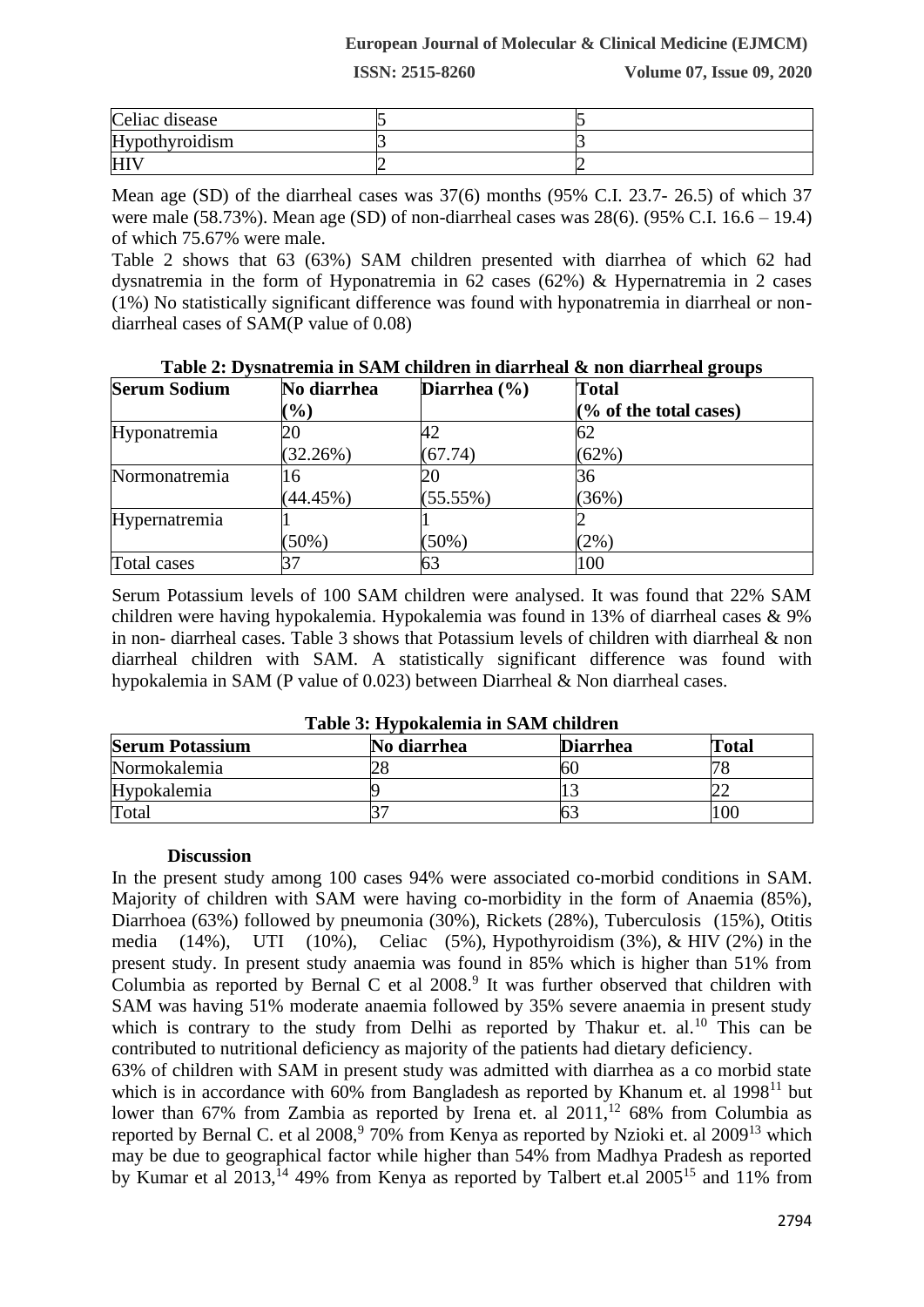| Celiac disease | 5 | 5 |
|---|---|---|
| Hypothyroidism | 3 | 3 |
| HIV | 2 | 2 |

Mean age (SD) of the diarrheal cases was 37(6) months (95% C.I. 23.7- 26.5) of which 37 were male (58.73%). Mean age (SD) of non-diarrheal cases was 28(6). (95% C.I. 16.6 – 19.4) of which 75.67% were male.

Table 2 shows that 63 (63%) SAM children presented with diarrhea of which 62 had dysnatremia in the form of Hyponatremia in 62 cases (62%) & Hypernatremia in 2 cases (1%) No statistically significant difference was found with hyponatremia in diarrheal or non-diarrheal cases of SAM(P value of 0.08)

**Table 2: Dysnatremia in SAM children in diarrheal & non diarrheal groups**

| Serum Sodium | No diarrhea (%) | Diarrhea (%) | Total (% of the total cases) |
|---|---|---|---|
| Hyponatremia | 20 (32.26%) | 42 (67.74) | 62 (62%) |
| Normonatremia | 16 (44.45%) | 20 (55.55%) | 36 (36%) |
| Hypernatremia | 1 (50%) | 1 (50%) | 2 (2%) |
| Total cases | 37 | 63 | 100 |

Serum Potassium levels of 100 SAM children were analysed. It was found that 22% SAM children were having hypokalemia. Hypokalemia was found in 13% of diarrheal cases & 9% in non- diarrheal cases. Table 3 shows that Potassium levels of children with diarrheal & non diarrheal children with SAM. A statistically significant difference was found with hypokalemia in SAM (P value of 0.023) between Diarrheal & Non diarrheal cases.

**Table 3: Hypokalemia in SAM children**

| Serum Potassium | No diarrhea | Diarrhea | Total |
|---|---|---|---|
| Normokalemia | 28 | 60 | 78 |
| Hypokalemia | 9 | 13 | 22 |
| Total | 37 | 63 | 100 |

## Discussion

In the present study among 100 cases 94% were associated co-morbid conditions in SAM. Majority of children with SAM were having co-morbidity in the form of Anaemia (85%), Diarrhoea (63%) followed by pneumonia (30%), Rickets (28%), Tuberculosis (15%), Otitis media (14%), UTI (10%), Celiac (5%), Hypothyroidism (3%), & HIV (2%) in the present study. In present study anaemia was found in 85% which is higher than 51% from Columbia as reported by Bernal C et al 2008.[9] It was further observed that children with SAM was having 51% moderate anaemia followed by 35% severe anaemia in present study which is contrary to the study from Delhi as reported by Thakur et. al.[10] This can be contributed to nutritional deficiency as majority of the patients had dietary deficiency.

63% of children with SAM in present study was admitted with diarrhea as a co morbid state which is in accordance with 60% from Bangladesh as reported by Khanum et. al 1998[11] but lower than 67% from Zambia as reported by Irena et. al 2011,[12] 68% from Columbia as reported by Bernal C. et al 2008,[9] 70% from Kenya as reported by Nzioki et. al 2009[13] which may be due to geographical factor while higher than 54% from Madhya Pradesh as reported by Kumar et al 2013,[14] 49% from Kenya as reported by Talbert et.al 2005[15] and 11% from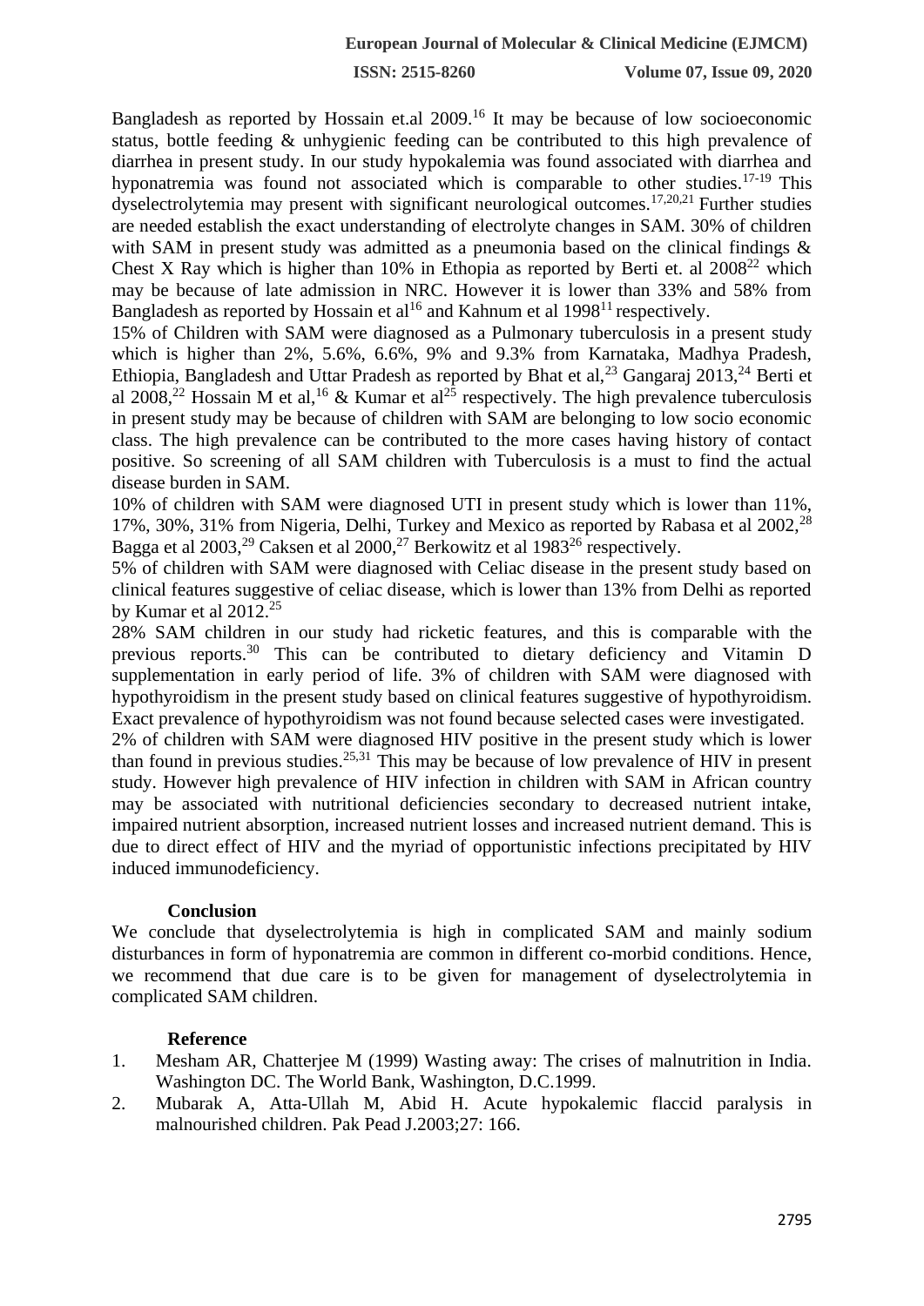Bangladesh as reported by Hossain et.al 2009.[16] It may be because of low socioeconomic status, bottle feeding & unhygienic feeding can be contributed to this high prevalence of diarrhea in present study. In our study hypokalemia was found associated with diarrhea and hyponatremia was found not associated which is comparable to other studies.[17-19] This dyselectrolytemia may present with significant neurological outcomes.[17,20,21] Further studies are needed establish the exact understanding of electrolyte changes in SAM. 30% of children with SAM in present study was admitted as a pneumonia based on the clinical findings & Chest X Ray which is higher than 10% in Ethopia as reported by Berti et. al 2008[22] which may be because of late admission in NRC. However it is lower than 33% and 58% from Bangladesh as reported by Hossain et al[16] and Kahnum et al 1998[11] respectively.

15% of Children with SAM were diagnosed as a Pulmonary tuberculosis in a present study which is higher than 2%, 5.6%, 6.6%, 9% and 9.3% from Karnataka, Madhya Pradesh, Ethiopia, Bangladesh and Uttar Pradesh as reported by Bhat et al,[23] Gangaraj 2013,[24] Berti et al 2008,[22] Hossain M et al,[16] & Kumar et al[25] respectively. The high prevalence tuberculosis in present study may be because of children with SAM are belonging to low socio economic class. The high prevalence can be contributed to the more cases having history of contact positive. So screening of all SAM children with Tuberculosis is a must to find the actual disease burden in SAM.

10% of children with SAM were diagnosed UTI in present study which is lower than 11%, 17%, 30%, 31% from Nigeria, Delhi, Turkey and Mexico as reported by Rabasa et al 2002,[28] Bagga et al 2003,[29] Caksen et al 2000,[27] Berkowitz et al 1983[26] respectively.

5% of children with SAM were diagnosed with Celiac disease in the present study based on clinical features suggestive of celiac disease, which is lower than 13% from Delhi as reported by Kumar et al 2012.[25]

28% SAM children in our study had ricketic features, and this is comparable with the previous reports.[30] This can be contributed to dietary deficiency and Vitamin D supplementation in early period of life. 3% of children with SAM were diagnosed with hypothyroidism in the present study based on clinical features suggestive of hypothyroidism. Exact prevalence of hypothyroidism was not found because selected cases were investigated.

2% of children with SAM were diagnosed HIV positive in the present study which is lower than found in previous studies.[25,31] This may be because of low prevalence of HIV in present study. However high prevalence of HIV infection in children with SAM in African country may be associated with nutritional deficiencies secondary to decreased nutrient intake, impaired nutrient absorption, increased nutrient losses and increased nutrient demand. This is due to direct effect of HIV and the myriad of opportunistic infections precipitated by HIV induced immunodeficiency.

## Conclusion

We conclude that dyselectrolytemia is high in complicated SAM and mainly sodium disturbances in form of hyponatremia are common in different co-morbid conditions. Hence, we recommend that due care is to be given for management of dyselectrolytemia in complicated SAM children.

## Reference

1. Mesham AR, Chatterjee M (1999) Wasting away: The crises of malnutrition in India. Washington DC. The World Bank, Washington, D.C.1999.
2. Mubarak A, Atta-Ullah M, Abid H. Acute hypokalemic flaccid paralysis in malnourished children. Pak Pead J.2003;27: 166.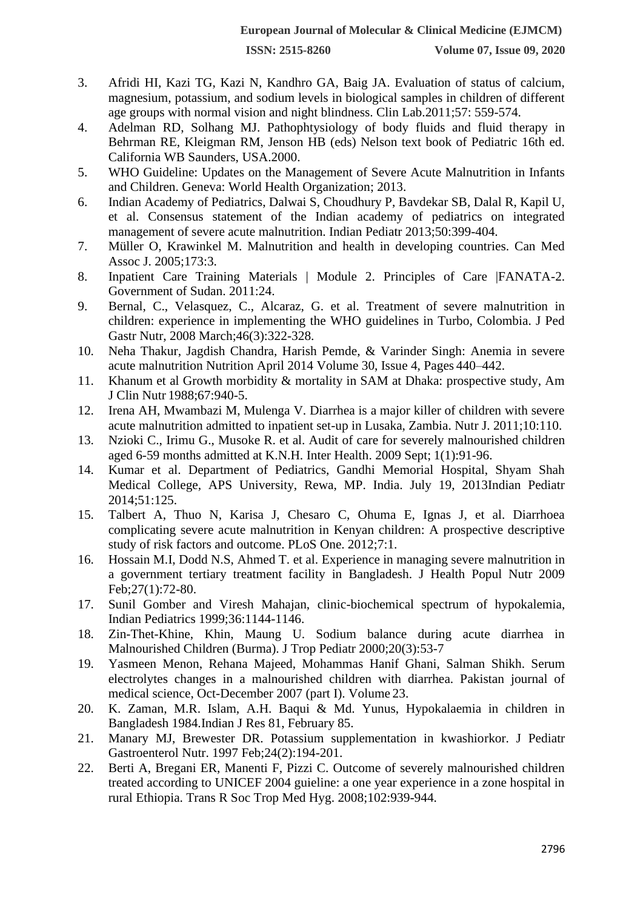3. Afridi HI, Kazi TG, Kazi N, Kandhro GA, Baig JA. Evaluation of status of calcium, magnesium, potassium, and sodium levels in biological samples in children of different age groups with normal vision and night blindness. Clin Lab.2011;57: 559-574.
4. Adelman RD, Solhang MJ. Pathophtysiology of body fluids and fluid therapy in Behrman RE, Kleigman RM, Jenson HB (eds) Nelson text book of Pediatric 16th ed. California WB Saunders, USA.2000.
5. WHO Guideline: Updates on the Management of Severe Acute Malnutrition in Infants and Children. Geneva: World Health Organization; 2013.
6. Indian Academy of Pediatrics, Dalwai S, Choudhury P, Bavdekar SB, Dalal R, Kapil U, et al. Consensus statement of the Indian academy of pediatrics on integrated management of severe acute malnutrition. Indian Pediatr 2013;50:399-404.
7. Müller O, Krawinkel M. Malnutrition and health in developing countries. Can Med Assoc J. 2005;173:3.
8. Inpatient Care Training Materials | Module 2. Principles of Care |FANATA-2. Government of Sudan. 2011:24.
9. Bernal, C., Velasquez, C., Alcaraz, G. et al. Treatment of severe malnutrition in children: experience in implementing the WHO guidelines in Turbo, Colombia. J Ped Gastr Nutr, 2008 March;46(3):322-328.
10. Neha Thakur, Jagdish Chandra, Harish Pemde, & Varinder Singh: Anemia in severe acute malnutrition Nutrition April 2014 Volume 30, Issue 4, Pages 440–442.
11. Khanum et al Growth morbidity & mortality in SAM at Dhaka: prospective study, Am J Clin Nutr 1988;67:940-5.
12. Irena AH, Mwambazi M, Mulenga V. Diarrhea is a major killer of children with severe acute malnutrition admitted to inpatient set-up in Lusaka, Zambia. Nutr J. 2011;10:110.
13. Nzioki C., Irimu G., Musoke R. et al. Audit of care for severely malnourished children aged 6-59 months admitted at K.N.H. Inter Health. 2009 Sept; 1(1):91-96.
14. Kumar et al. Department of Pediatrics, Gandhi Memorial Hospital, Shyam Shah Medical College, APS University, Rewa, MP. India. July 19, 2013Indian Pediatr 2014;51:125.
15. Talbert A, Thuo N, Karisa J, Chesaro C, Ohuma E, Ignas J, et al. Diarrhoea complicating severe acute malnutrition in Kenyan children: A prospective descriptive study of risk factors and outcome. PLoS One. 2012;7:1.
16. Hossain M.I, Dodd N.S, Ahmed T. et al. Experience in managing severe malnutrition in a government tertiary treatment facility in Bangladesh. J Health Popul Nutr 2009 Feb;27(1):72-80.
17. Sunil Gomber and Viresh Mahajan, clinic-biochemical spectrum of hypokalemia, Indian Pediatrics 1999;36:1144-1146.
18. Zin-Thet-Khine, Khin, Maung U. Sodium balance during acute diarrhea in Malnourished Children (Burma). J Trop Pediatr 2000;20(3):53-7
19. Yasmeen Menon, Rehana Majeed, Mohammas Hanif Ghani, Salman Shikh. Serum electrolytes changes in a malnourished children with diarrhea. Pakistan journal of medical science, Oct-December 2007 (part I). Volume 23.
20. K. Zaman, M.R. Islam, A.H. Baqui & Md. Yunus, Hypokalaemia in children in Bangladesh 1984.Indian J Res 81, February 85.
21. Manary MJ, Brewester DR. Potassium supplementation in kwashiorkor. J Pediatr Gastroenterol Nutr. 1997 Feb;24(2):194-201.
22. Berti A, Bregani ER, Manenti F, Pizzi C. Outcome of severely malnourished children treated according to UNICEF 2004 guieline: a one year experience in a zone hospital in rural Ethiopia. Trans R Soc Trop Med Hyg. 2008;102:939-944.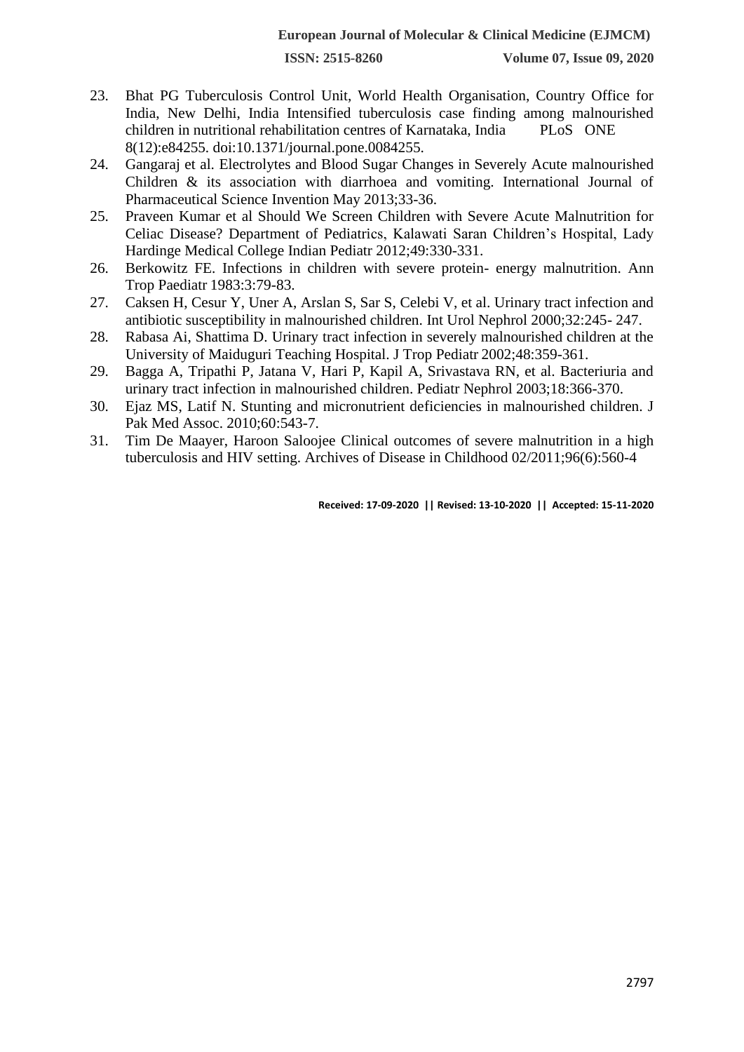23. Bhat PG Tuberculosis Control Unit, World Health Organisation, Country Office for India, New Delhi, India Intensified tuberculosis case finding among malnourished children in nutritional rehabilitation centres of Karnataka, India PLoS ONE 8(12):e84255. doi:10.1371/journal.pone.0084255.
24. Gangaraj et al. Electrolytes and Blood Sugar Changes in Severely Acute malnourished Children & its association with diarrhoea and vomiting. International Journal of Pharmaceutical Science Invention May 2013;33-36.
25. Praveen Kumar et al Should We Screen Children with Severe Acute Malnutrition for Celiac Disease? Department of Pediatrics, Kalawati Saran Children's Hospital, Lady Hardinge Medical College Indian Pediatr 2012;49:330-331.
26. Berkowitz FE. Infections in children with severe protein- energy malnutrition. Ann Trop Paediatr 1983:3:79-83.
27. Caksen H, Cesur Y, Uner A, Arslan S, Sar S, Celebi V, et al. Urinary tract infection and antibiotic susceptibility in malnourished children. Int Urol Nephrol 2000;32:245- 247.
28. Rabasa Ai, Shattima D. Urinary tract infection in severely malnourished children at the University of Maiduguri Teaching Hospital. J Trop Pediatr 2002;48:359-361.
29. Bagga A, Tripathi P, Jatana V, Hari P, Kapil A, Srivastava RN, et al. Bacteriuria and urinary tract infection in malnourished children. Pediatr Nephrol 2003;18:366-370.
30. Ejaz MS, Latif N. Stunting and micronutrient deficiencies in malnourished children. J Pak Med Assoc. 2010;60:543-7.
31. Tim De Maayer, Haroon Saloojee Clinical outcomes of severe malnutrition in a high tuberculosis and HIV setting. Archives of Disease in Childhood 02/2011;96(6):560-4

**Received: 17-09-2020 || Revised: 13-10-2020 || Accepted: 15-11-2020**